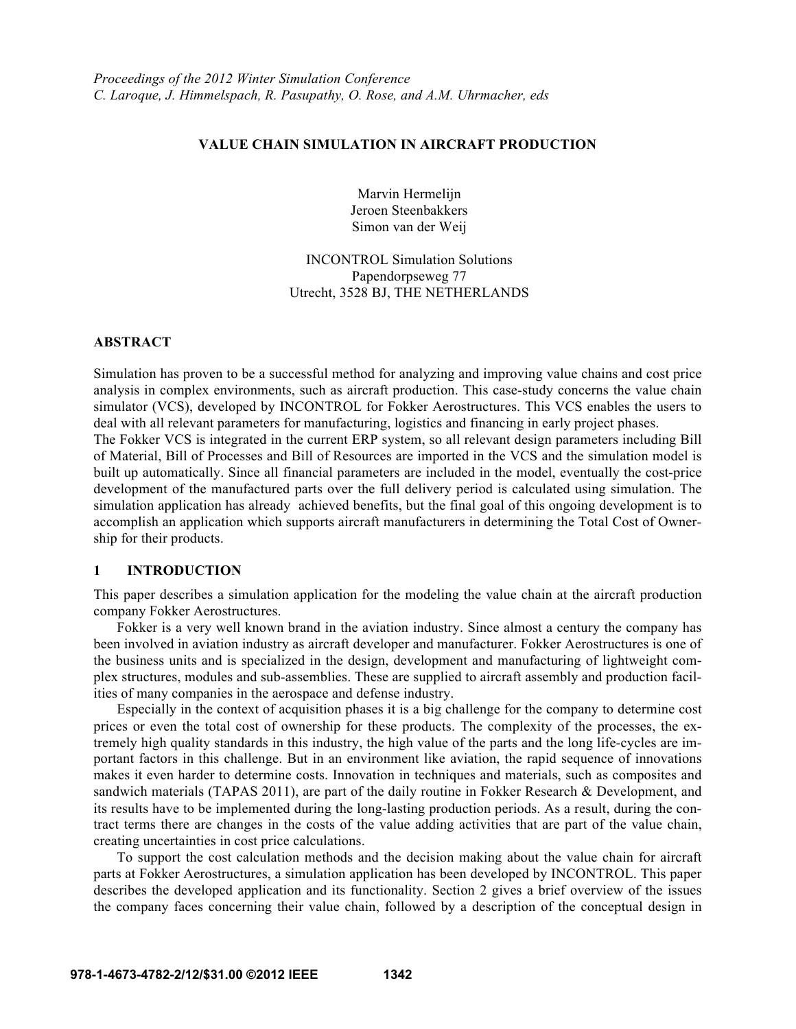*Proceedings of the 2012 Winter Simulation Conference*
*C. Laroque, J. Himmelspach, R. Pasupathy, O. Rose, and A.M. Uhrmacher, eds*

# VALUE CHAIN SIMULATION IN AIRCRAFT PRODUCTION

Marvin Hermelijn
Jeroen Steenbakkers
Simon van der Weij

INCONTROL Simulation Solutions
Papendorpseweg 77
Utrecht, 3528 BJ, THE NETHERLANDS

## ABSTRACT

Simulation has proven to be a successful method for analyzing and improving value chains and cost price analysis in complex environments, such as aircraft production. This case-study concerns the value chain simulator (VCS), developed by INCONTROL for Fokker Aerostructures. This VCS enables the users to deal with all relevant parameters for manufacturing, logistics and financing in early project phases.
The Fokker VCS is integrated in the current ERP system, so all relevant design parameters including Bill of Material, Bill of Processes and Bill of Resources are imported in the VCS and the simulation model is built up automatically. Since all financial parameters are included in the model, eventually the cost-price development of the manufactured parts over the full delivery period is calculated using simulation. The simulation application has already achieved benefits, but the final goal of this ongoing development is to accomplish an application which supports aircraft manufacturers in determining the Total Cost of Ownership for their products.

## 1 INTRODUCTION

This paper describes a simulation application for the modeling the value chain at the aircraft production company Fokker Aerostructures.

Fokker is a very well known brand in the aviation industry. Since almost a century the company has been involved in aviation industry as aircraft developer and manufacturer. Fokker Aerostructures is one of the business units and is specialized in the design, development and manufacturing of lightweight complex structures, modules and sub-assemblies. These are supplied to aircraft assembly and production facilities of many companies in the aerospace and defense industry.

Especially in the context of acquisition phases it is a big challenge for the company to determine cost prices or even the total cost of ownership for these products. The complexity of the processes, the extremely high quality standards in this industry, the high value of the parts and the long life-cycles are important factors in this challenge. But in an environment like aviation, the rapid sequence of innovations makes it even harder to determine costs. Innovation in techniques and materials, such as composites and sandwich materials (TAPAS 2011), are part of the daily routine in Fokker Research & Development, and its results have to be implemented during the long-lasting production periods. As a result, during the contract terms there are changes in the costs of the value adding activities that are part of the value chain, creating uncertainties in cost price calculations.

To support the cost calculation methods and the decision making about the value chain for aircraft parts at Fokker Aerostructures, a simulation application has been developed by INCONTROL. This paper describes the developed application and its functionality. Section 2 gives a brief overview of the issues the company faces concerning their value chain, followed by a description of the conceptual design in

978-1-4673-4782-2/12/$31.00 ©2012 IEEE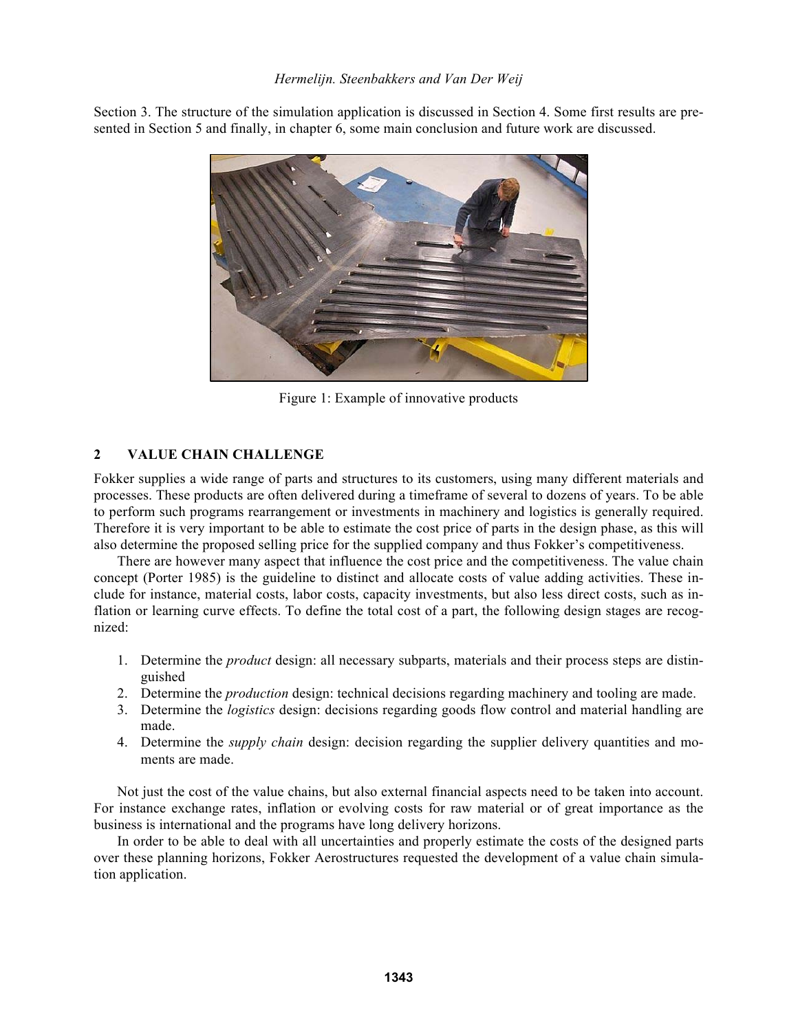Section 3. The structure of the simulation application is discussed in Section 4. Some first results are presented in Section 5 and finally, in chapter 6, some main conclusion and future work are discussed.

Figure 1: Example of innovative products

## 2 VALUE CHAIN CHALLENGE

Fokker supplies a wide range of parts and structures to its customers, using many different materials and processes. These products are often delivered during a timeframe of several to dozens of years. To be able to perform such programs rearrangement or investments in machinery and logistics is generally required. Therefore it is very important to be able to estimate the cost price of parts in the design phase, as this will also determine the proposed selling price for the supplied company and thus Fokker's competitiveness.

There are however many aspect that influence the cost price and the competitiveness. The value chain concept (Porter 1985) is the guideline to distinct and allocate costs of value adding activities. These include for instance, material costs, labor costs, capacity investments, but also less direct costs, such as inflation or learning curve effects. To define the total cost of a part, the following design stages are recognized:

1. Determine the *product* design: all necessary subparts, materials and their process steps are distinguished
2. Determine the *production* design: technical decisions regarding machinery and tooling are made.
3. Determine the *logistics* design: decisions regarding goods flow control and material handling are made.
4. Determine the *supply chain* design: decision regarding the supplier delivery quantities and moments are made.

Not just the cost of the value chains, but also external financial aspects need to be taken into account. For instance exchange rates, inflation or evolving costs for raw material or of great importance as the business is international and the programs have long delivery horizons.

In order to be able to deal with all uncertainties and properly estimate the costs of the designed parts over these planning horizons, Fokker Aerostructures requested the development of a value chain simulation application.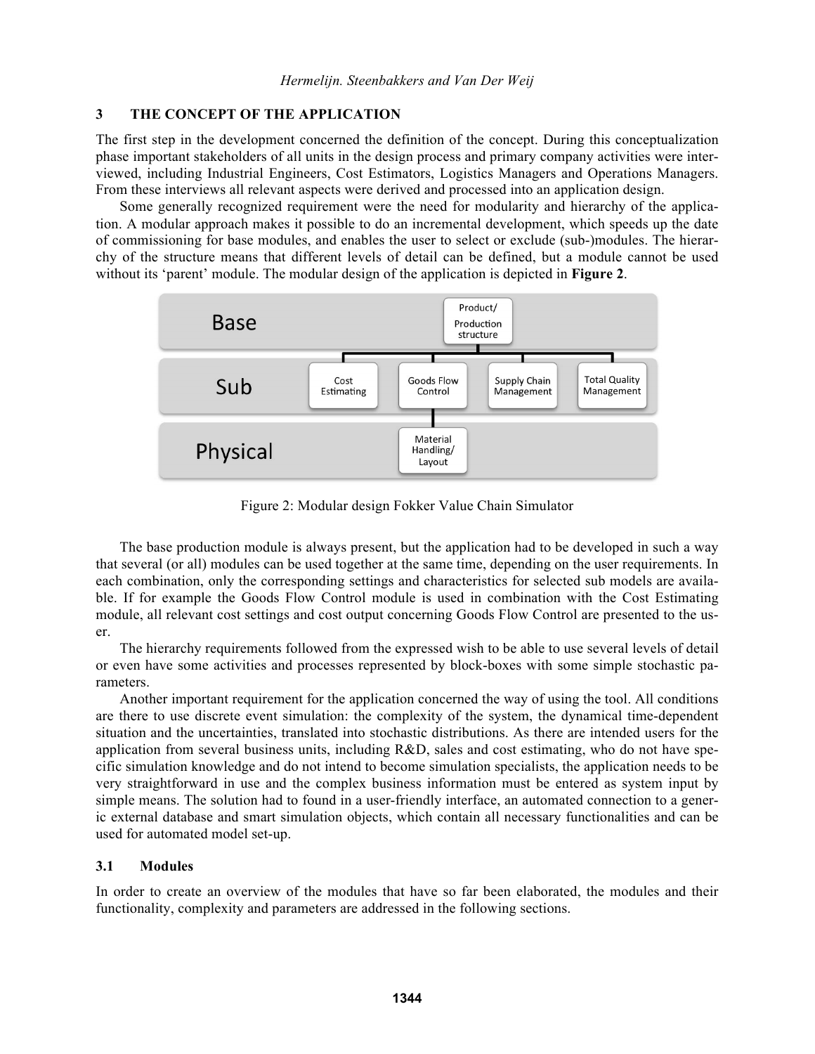## 3 THE CONCEPT OF THE APPLICATION

The first step in the development concerned the definition of the concept. During this conceptualization phase important stakeholders of all units in the design process and primary company activities were interviewed, including Industrial Engineers, Cost Estimators, Logistics Managers and Operations Managers. From these interviews all relevant aspects were derived and processed into an application design.

Some generally recognized requirement were the need for modularity and hierarchy of the application. A modular approach makes it possible to do an incremental development, which speeds up the date of commissioning for base modules, and enables the user to select or exclude (sub-)modules. The hierarchy of the structure means that different levels of detail can be defined, but a module cannot be used without its 'parent' module. The modular design of the application is depicted in **Figure 2**.

Figure 2: Modular design Fokker Value Chain Simulator

The base production module is always present, but the application had to be developed in such a way that several (or all) modules can be used together at the same time, depending on the user requirements. In each combination, only the corresponding settings and characteristics for selected sub models are available. If for example the Goods Flow Control module is used in combination with the Cost Estimating module, all relevant cost settings and cost output concerning Goods Flow Control are presented to the user.

The hierarchy requirements followed from the expressed wish to be able to use several levels of detail or even have some activities and processes represented by block-boxes with some simple stochastic parameters.

Another important requirement for the application concerned the way of using the tool. All conditions are there to use discrete event simulation: the complexity of the system, the dynamical time-dependent situation and the uncertainties, translated into stochastic distributions. As there are intended users for the application from several business units, including R&D, sales and cost estimating, who do not have specific simulation knowledge and do not intend to become simulation specialists, the application needs to be very straightforward in use and the complex business information must be entered as system input by simple means. The solution had to found in a user-friendly interface, an automated connection to a generic external database and smart simulation objects, which contain all necessary functionalities and can be used for automated model set-up.

### 3.1 Modules

In order to create an overview of the modules that have so far been elaborated, the modules and their functionality, complexity and parameters are addressed in the following sections.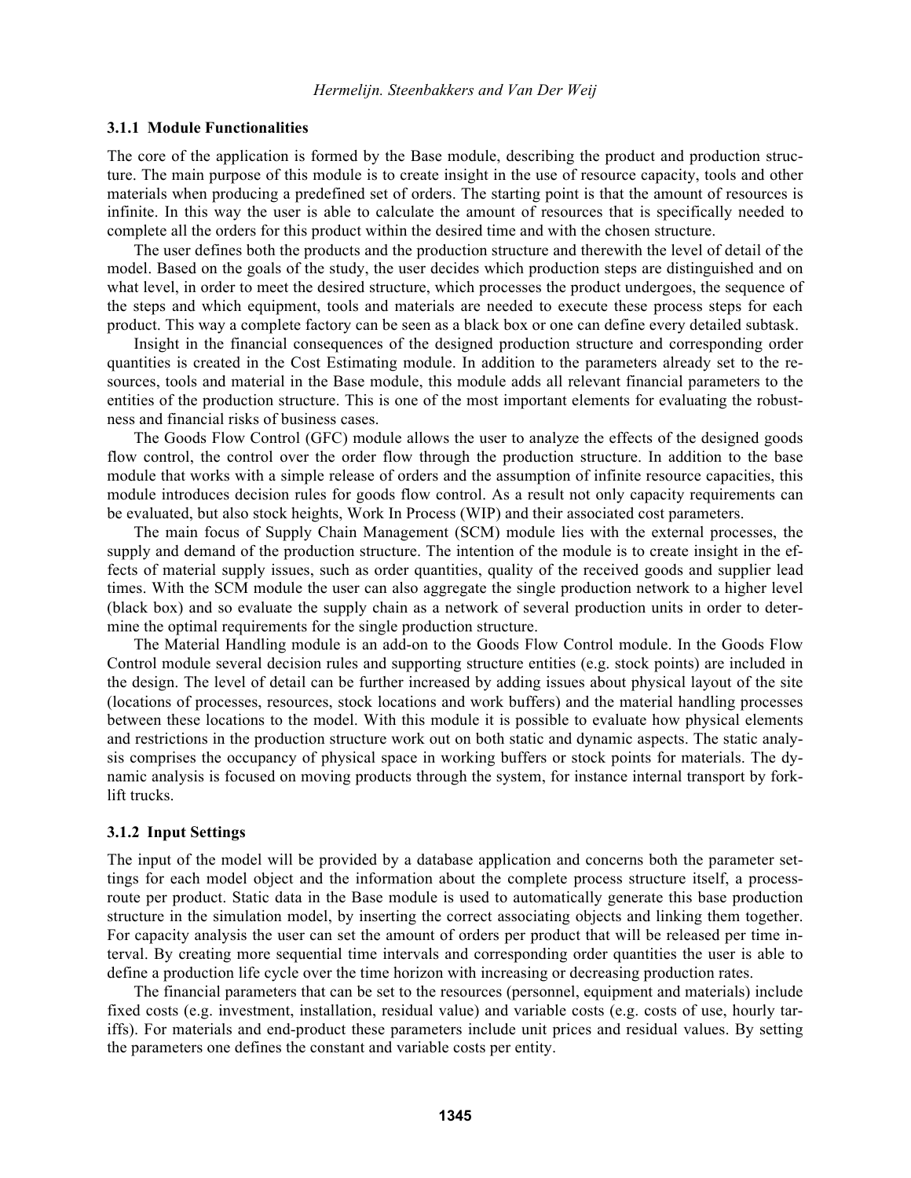### 3.1.1 Module Functionalities

The core of the application is formed by the Base module, describing the product and production structure. The main purpose of this module is to create insight in the use of resource capacity, tools and other materials when producing a predefined set of orders. The starting point is that the amount of resources is infinite. In this way the user is able to calculate the amount of resources that is specifically needed to complete all the orders for this product within the desired time and with the chosen structure.

The user defines both the products and the production structure and therewith the level of detail of the model. Based on the goals of the study, the user decides which production steps are distinguished and on what level, in order to meet the desired structure, which processes the product undergoes, the sequence of the steps and which equipment, tools and materials are needed to execute these process steps for each product. This way a complete factory can be seen as a black box or one can define every detailed subtask.

Insight in the financial consequences of the designed production structure and corresponding order quantities is created in the Cost Estimating module. In addition to the parameters already set to the resources, tools and material in the Base module, this module adds all relevant financial parameters to the entities of the production structure. This is one of the most important elements for evaluating the robustness and financial risks of business cases.

The Goods Flow Control (GFC) module allows the user to analyze the effects of the designed goods flow control, the control over the order flow through the production structure. In addition to the base module that works with a simple release of orders and the assumption of infinite resource capacities, this module introduces decision rules for goods flow control. As a result not only capacity requirements can be evaluated, but also stock heights, Work In Process (WIP) and their associated cost parameters.

The main focus of Supply Chain Management (SCM) module lies with the external processes, the supply and demand of the production structure. The intention of the module is to create insight in the effects of material supply issues, such as order quantities, quality of the received goods and supplier lead times. With the SCM module the user can also aggregate the single production network to a higher level (black box) and so evaluate the supply chain as a network of several production units in order to determine the optimal requirements for the single production structure.

The Material Handling module is an add-on to the Goods Flow Control module. In the Goods Flow Control module several decision rules and supporting structure entities (e.g. stock points) are included in the design. The level of detail can be further increased by adding issues about physical layout of the site (locations of processes, resources, stock locations and work buffers) and the material handling processes between these locations to the model. With this module it is possible to evaluate how physical elements and restrictions in the production structure work out on both static and dynamic aspects. The static analysis comprises the occupancy of physical space in working buffers or stock points for materials. The dynamic analysis is focused on moving products through the system, for instance internal transport by forklift trucks.

### 3.1.2 Input Settings

The input of the model will be provided by a database application and concerns both the parameter settings for each model object and the information about the complete process structure itself, a process-route per product. Static data in the Base module is used to automatically generate this base production structure in the simulation model, by inserting the correct associating objects and linking them together. For capacity analysis the user can set the amount of orders per product that will be released per time interval. By creating more sequential time intervals and corresponding order quantities the user is able to define a production life cycle over the time horizon with increasing or decreasing production rates.

The financial parameters that can be set to the resources (personnel, equipment and materials) include fixed costs (e.g. investment, installation, residual value) and variable costs (e.g. costs of use, hourly tariffs). For materials and end-product these parameters include unit prices and residual values. By setting the parameters one defines the constant and variable costs per entity.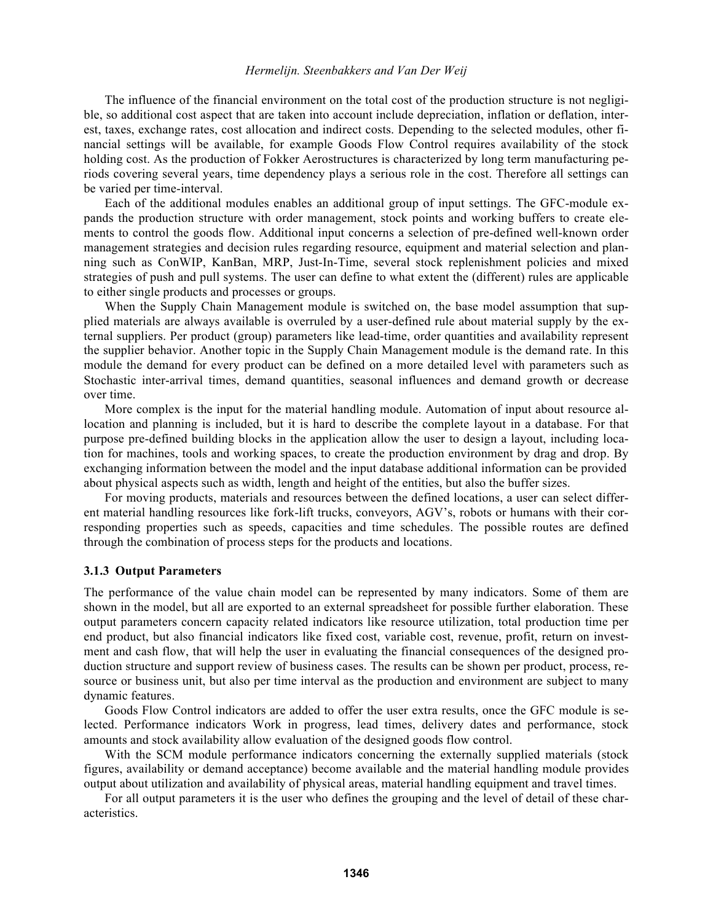The influence of the financial environment on the total cost of the production structure is not negligible, so additional cost aspect that are taken into account include depreciation, inflation or deflation, interest, taxes, exchange rates, cost allocation and indirect costs. Depending to the selected modules, other financial settings will be available, for example Goods Flow Control requires availability of the stock holding cost. As the production of Fokker Aerostructures is characterized by long term manufacturing periods covering several years, time dependency plays a serious role in the cost. Therefore all settings can be varied per time-interval.

Each of the additional modules enables an additional group of input settings. The GFC-module expands the production structure with order management, stock points and working buffers to create elements to control the goods flow. Additional input concerns a selection of pre-defined well-known order management strategies and decision rules regarding resource, equipment and material selection and planning such as ConWIP, KanBan, MRP, Just-In-Time, several stock replenishment policies and mixed strategies of push and pull systems. The user can define to what extent the (different) rules are applicable to either single products and processes or groups.

When the Supply Chain Management module is switched on, the base model assumption that supplied materials are always available is overruled by a user-defined rule about material supply by the external suppliers. Per product (group) parameters like lead-time, order quantities and availability represent the supplier behavior. Another topic in the Supply Chain Management module is the demand rate. In this module the demand for every product can be defined on a more detailed level with parameters such as Stochastic inter-arrival times, demand quantities, seasonal influences and demand growth or decrease over time.

More complex is the input for the material handling module. Automation of input about resource allocation and planning is included, but it is hard to describe the complete layout in a database. For that purpose pre-defined building blocks in the application allow the user to design a layout, including location for machines, tools and working spaces, to create the production environment by drag and drop. By exchanging information between the model and the input database additional information can be provided about physical aspects such as width, length and height of the entities, but also the buffer sizes.

For moving products, materials and resources between the defined locations, a user can select different material handling resources like fork-lift trucks, conveyors, AGV's, robots or humans with their corresponding properties such as speeds, capacities and time schedules. The possible routes are defined through the combination of process steps for the products and locations.

### 3.1.3 Output Parameters

The performance of the value chain model can be represented by many indicators. Some of them are shown in the model, but all are exported to an external spreadsheet for possible further elaboration. These output parameters concern capacity related indicators like resource utilization, total production time per end product, but also financial indicators like fixed cost, variable cost, revenue, profit, return on investment and cash flow, that will help the user in evaluating the financial consequences of the designed production structure and support review of business cases. The results can be shown per product, process, resource or business unit, but also per time interval as the production and environment are subject to many dynamic features.

Goods Flow Control indicators are added to offer the user extra results, once the GFC module is selected. Performance indicators Work in progress, lead times, delivery dates and performance, stock amounts and stock availability allow evaluation of the designed goods flow control.

With the SCM module performance indicators concerning the externally supplied materials (stock figures, availability or demand acceptance) become available and the material handling module provides output about utilization and availability of physical areas, material handling equipment and travel times.

For all output parameters it is the user who defines the grouping and the level of detail of these characteristics.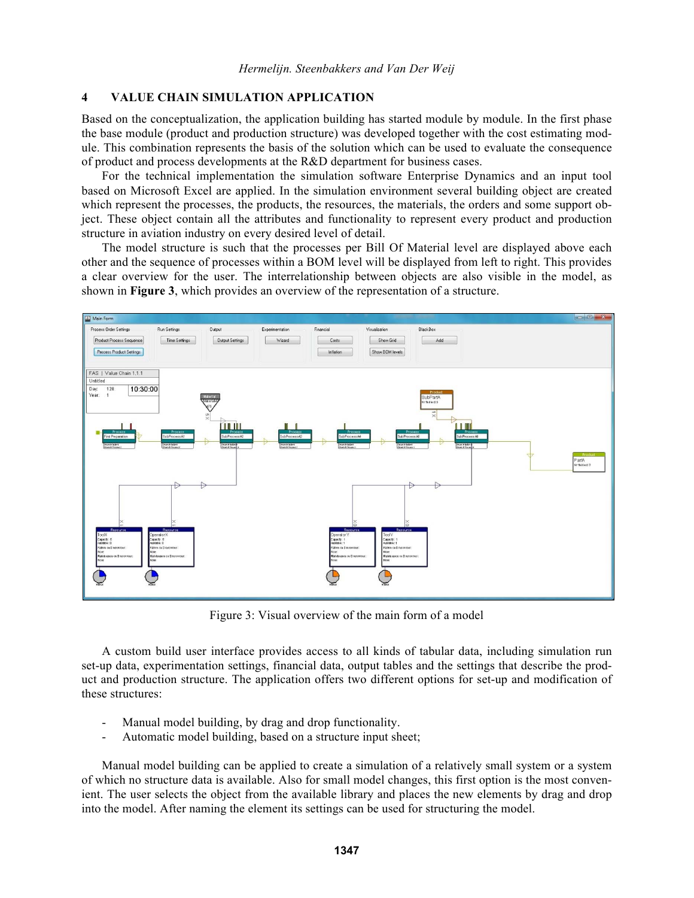## 4 VALUE CHAIN SIMULATION APPLICATION

Based on the conceptualization, the application building has started module by module. In the first phase the base module (product and production structure) was developed together with the cost estimating module. This combination represents the basis of the solution which can be used to evaluate the consequence of product and process developments at the R&D department for business cases.

For the technical implementation the simulation software Enterprise Dynamics and an input tool based on Microsoft Excel are applied. In the simulation environment several building object are created which represent the processes, the products, the resources, the materials, the orders and some support object. These object contain all the attributes and functionality to represent every product and production structure in aviation industry on every desired level of detail.

The model structure is such that the processes per Bill Of Material level are displayed above each other and the sequence of processes within a BOM level will be displayed from left to right. This provides a clear overview for the user. The interrelationship between objects are also visible in the model, as shown in **Figure 3**, which provides an overview of the representation of a structure.

Figure 3: Visual overview of the main form of a model

A custom build user interface provides access to all kinds of tabular data, including simulation run set-up data, experimentation settings, financial data, output tables and the settings that describe the product and production structure. The application offers two different options for set-up and modification of these structures:

- Manual model building, by drag and drop functionality.
- Automatic model building, based on a structure input sheet;

Manual model building can be applied to create a simulation of a relatively small system or a system of which no structure data is available. Also for small model changes, this first option is the most convenient. The user selects the object from the available library and places the new elements by drag and drop into the model. After naming the element its settings can be used for structuring the model.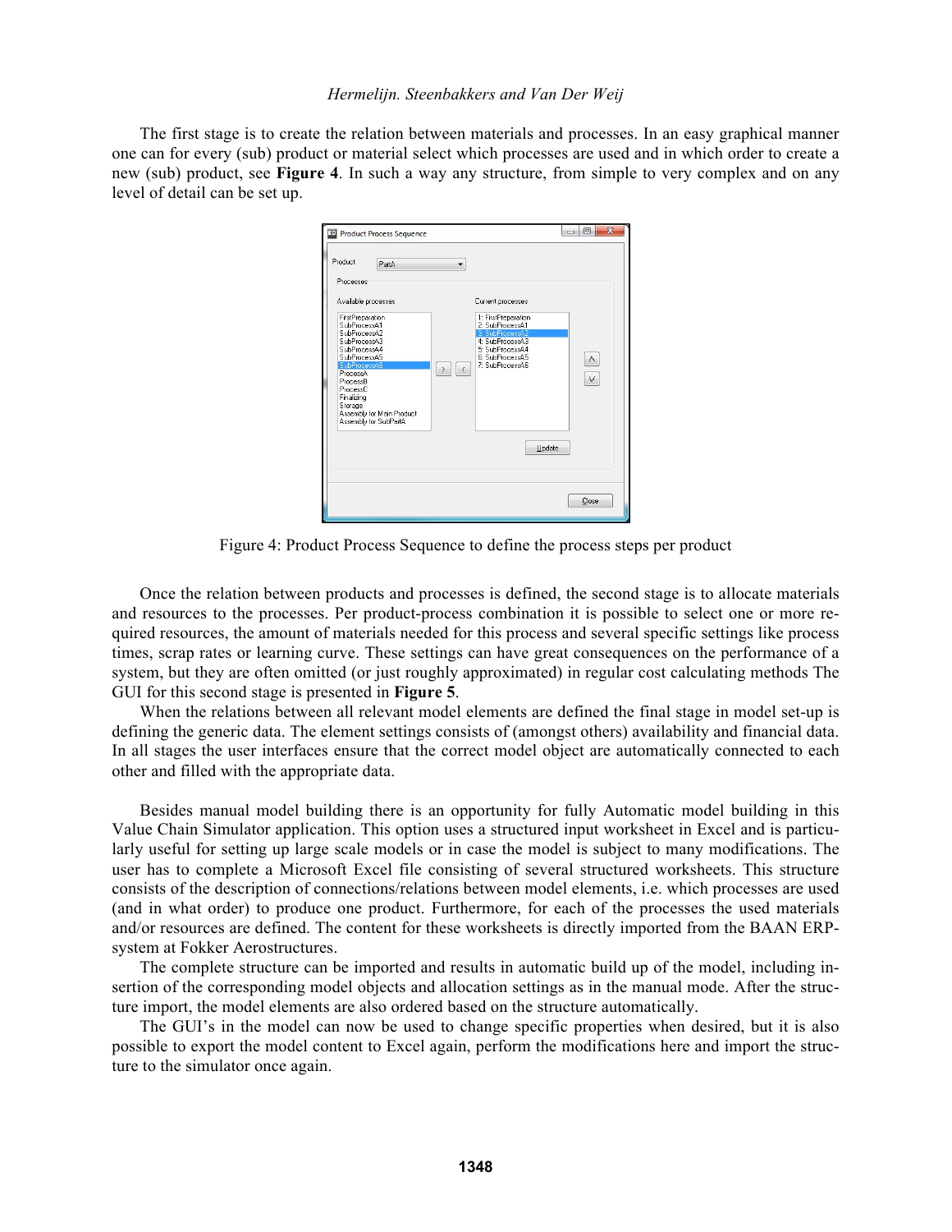The first stage is to create the relation between materials and processes. In an easy graphical manner one can for every (sub) product or material select which processes are used and in which order to create a new (sub) product, see **Figure 4**. In such a way any structure, from simple to very complex and on any level of detail can be set up.

Figure 4: Product Process Sequence to define the process steps per product

Once the relation between products and processes is defined, the second stage is to allocate materials and resources to the processes. Per product-process combination it is possible to select one or more required resources, the amount of materials needed for this process and several specific settings like process times, scrap rates or learning curve. These settings can have great consequences on the performance of a system, but they are often omitted (or just roughly approximated) in regular cost calculating methods The GUI for this second stage is presented in **Figure 5**.

When the relations between all relevant model elements are defined the final stage in model set-up is defining the generic data. The element settings consists of (amongst others) availability and financial data. In all stages the user interfaces ensure that the correct model object are automatically connected to each other and filled with the appropriate data.

Besides manual model building there is an opportunity for fully Automatic model building in this Value Chain Simulator application. This option uses a structured input worksheet in Excel and is particularly useful for setting up large scale models or in case the model is subject to many modifications. The user has to complete a Microsoft Excel file consisting of several structured worksheets. This structure consists of the description of connections/relations between model elements, i.e. which processes are used (and in what order) to produce one product. Furthermore, for each of the processes the used materials and/or resources are defined. The content for these worksheets is directly imported from the BAAN ERP-system at Fokker Aerostructures.

The complete structure can be imported and results in automatic build up of the model, including insertion of the corresponding model objects and allocation settings as in the manual mode. After the structure import, the model elements are also ordered based on the structure automatically.

The GUI's in the model can now be used to change specific properties when desired, but it is also possible to export the model content to Excel again, perform the modifications here and import the structure to the simulator once again.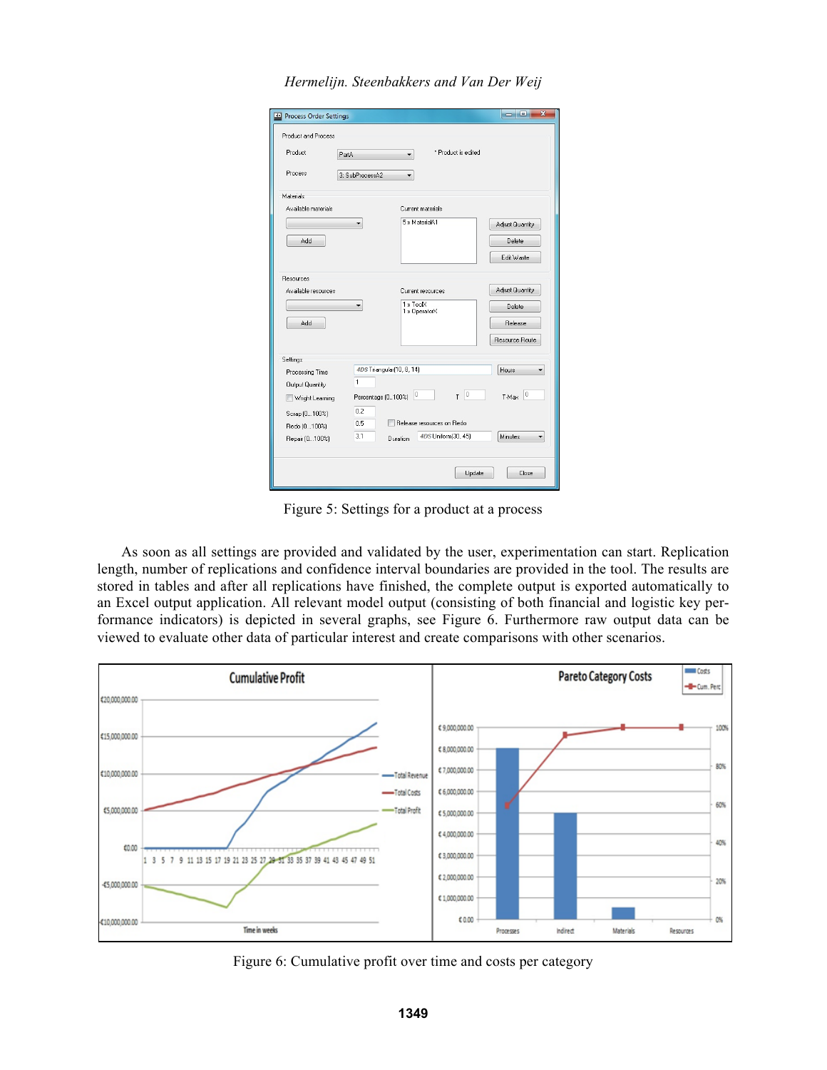Figure 5: Settings for a product at a process

As soon as all settings are provided and validated by the user, experimentation can start. Replication length, number of replications and confidence interval boundaries are provided in the tool. The results are stored in tables and after all replications have finished, the complete output is exported automatically to an Excel output application. All relevant model output (consisting of both financial and logistic key performance indicators) is depicted in several graphs, see Figure 6. Furthermore raw output data can be viewed to evaluate other data of particular interest and create comparisons with other scenarios.

Figure 6: Cumulative profit over time and costs per category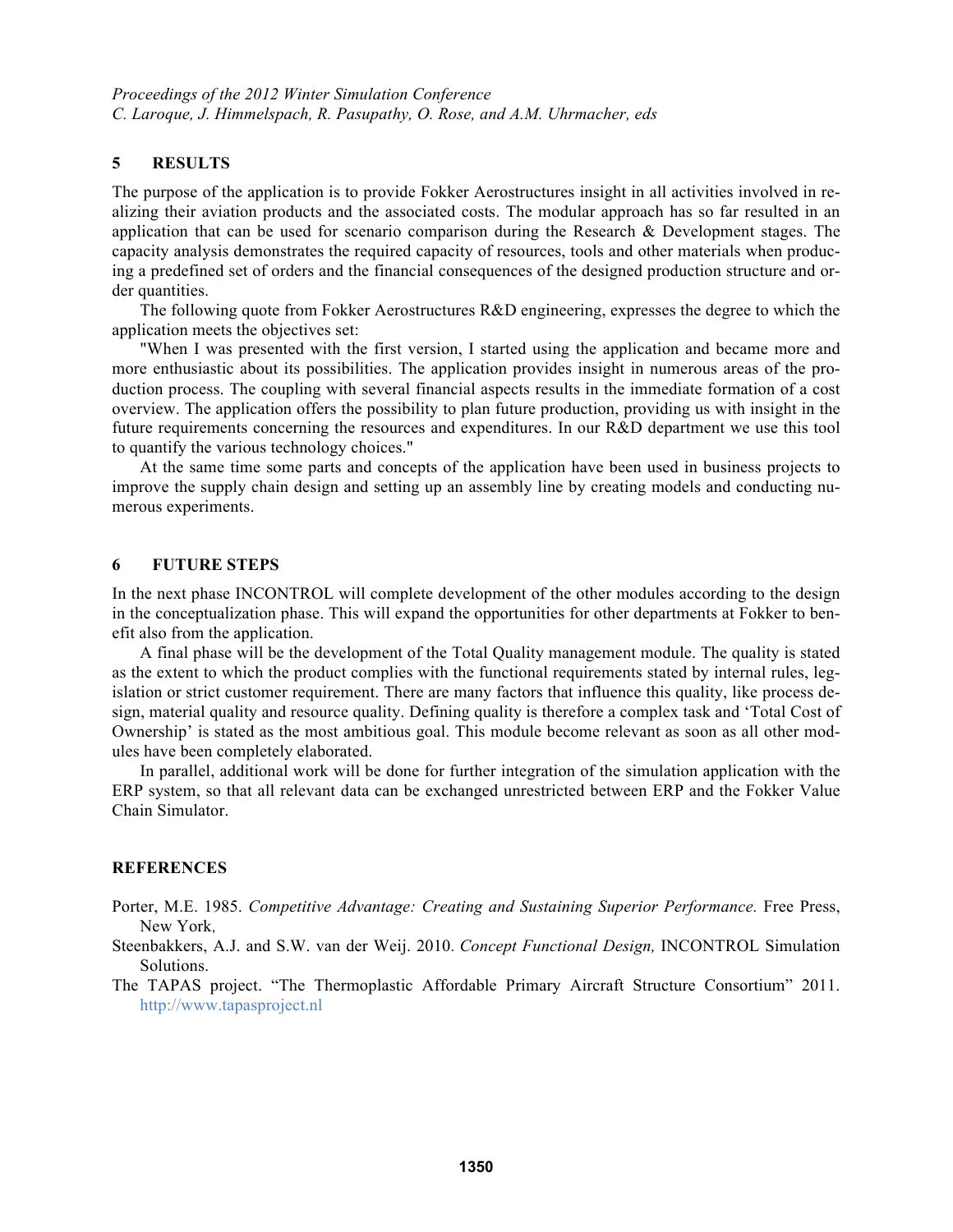## 5 RESULTS

The purpose of the application is to provide Fokker Aerostructures insight in all activities involved in realizing their aviation products and the associated costs. The modular approach has so far resulted in an application that can be used for scenario comparison during the Research & Development stages. The capacity analysis demonstrates the required capacity of resources, tools and other materials when producing a predefined set of orders and the financial consequences of the designed production structure and order quantities.

The following quote from Fokker Aerostructures R&D engineering, expresses the degree to which the application meets the objectives set:

"When I was presented with the first version, I started using the application and became more and more enthusiastic about its possibilities. The application provides insight in numerous areas of the production process. The coupling with several financial aspects results in the immediate formation of a cost overview. The application offers the possibility to plan future production, providing us with insight in the future requirements concerning the resources and expenditures. In our R&D department we use this tool to quantify the various technology choices."

At the same time some parts and concepts of the application have been used in business projects to improve the supply chain design and setting up an assembly line by creating models and conducting numerous experiments.

## 6 FUTURE STEPS

In the next phase INCONTROL will complete development of the other modules according to the design in the conceptualization phase. This will expand the opportunities for other departments at Fokker to benefit also from the application.

A final phase will be the development of the Total Quality management module. The quality is stated as the extent to which the product complies with the functional requirements stated by internal rules, legislation or strict customer requirement. There are many factors that influence this quality, like process design, material quality and resource quality. Defining quality is therefore a complex task and 'Total Cost of Ownership' is stated as the most ambitious goal. This module become relevant as soon as all other modules have been completely elaborated.

In parallel, additional work will be done for further integration of the simulation application with the ERP system, so that all relevant data can be exchanged unrestricted between ERP and the Fokker Value Chain Simulator.

## REFERENCES

Porter, M.E. 1985. *Competitive Advantage: Creating and Sustaining Superior Performance.* Free Press, New York,

Steenbakkers, A.J. and S.W. van der Weij. 2010. *Concept Functional Design,* INCONTROL Simulation Solutions.

The TAPAS project. "The Thermoplastic Affordable Primary Aircraft Structure Consortium" 2011. http://www.tapasproject.nl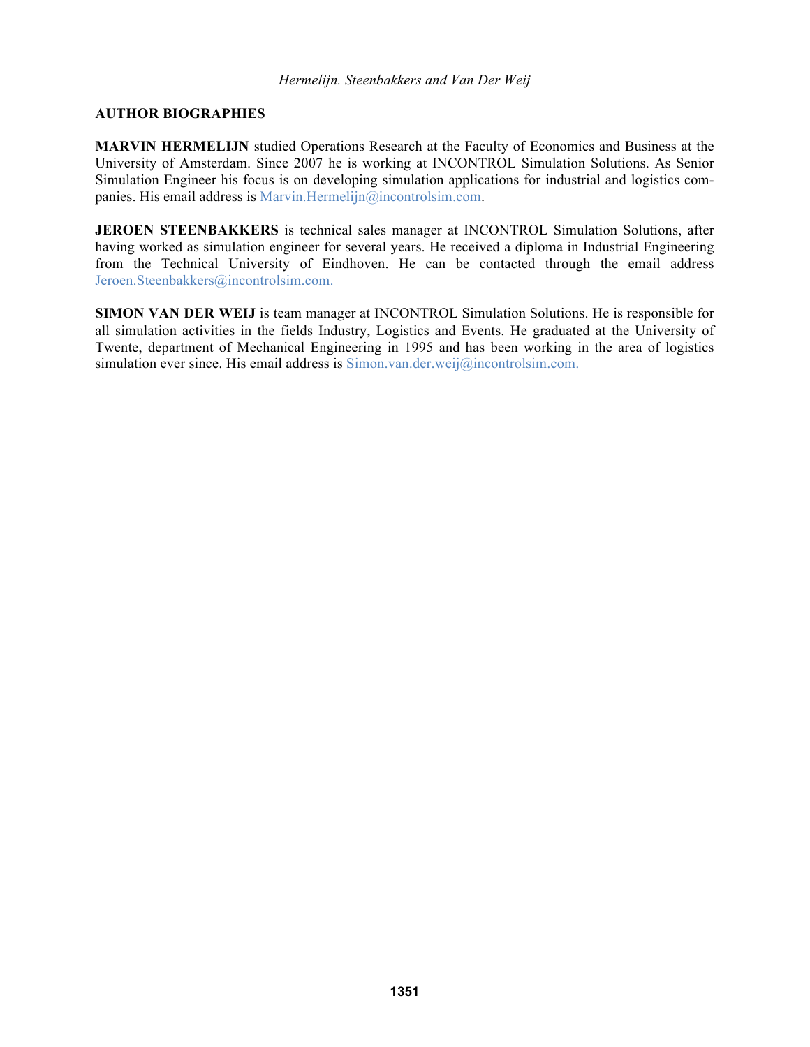## AUTHOR BIOGRAPHIES

**MARVIN HERMELIJN** studied Operations Research at the Faculty of Economics and Business at the University of Amsterdam. Since 2007 he is working at INCONTROL Simulation Solutions. As Senior Simulation Engineer his focus is on developing simulation applications for industrial and logistics companies. His email address is Marvin.Hermelijn@incontrolsim.com.

**JEROEN STEENBAKKERS** is technical sales manager at INCONTROL Simulation Solutions, after having worked as simulation engineer for several years. He received a diploma in Industrial Engineering from the Technical University of Eindhoven. He can be contacted through the email address Jeroen.Steenbakkers@incontrolsim.com.

**SIMON VAN DER WEIJ** is team manager at INCONTROL Simulation Solutions. He is responsible for all simulation activities in the fields Industry, Logistics and Events. He graduated at the University of Twente, department of Mechanical Engineering in 1995 and has been working in the area of logistics simulation ever since. His email address is Simon.van.der.weij@incontrolsim.com.